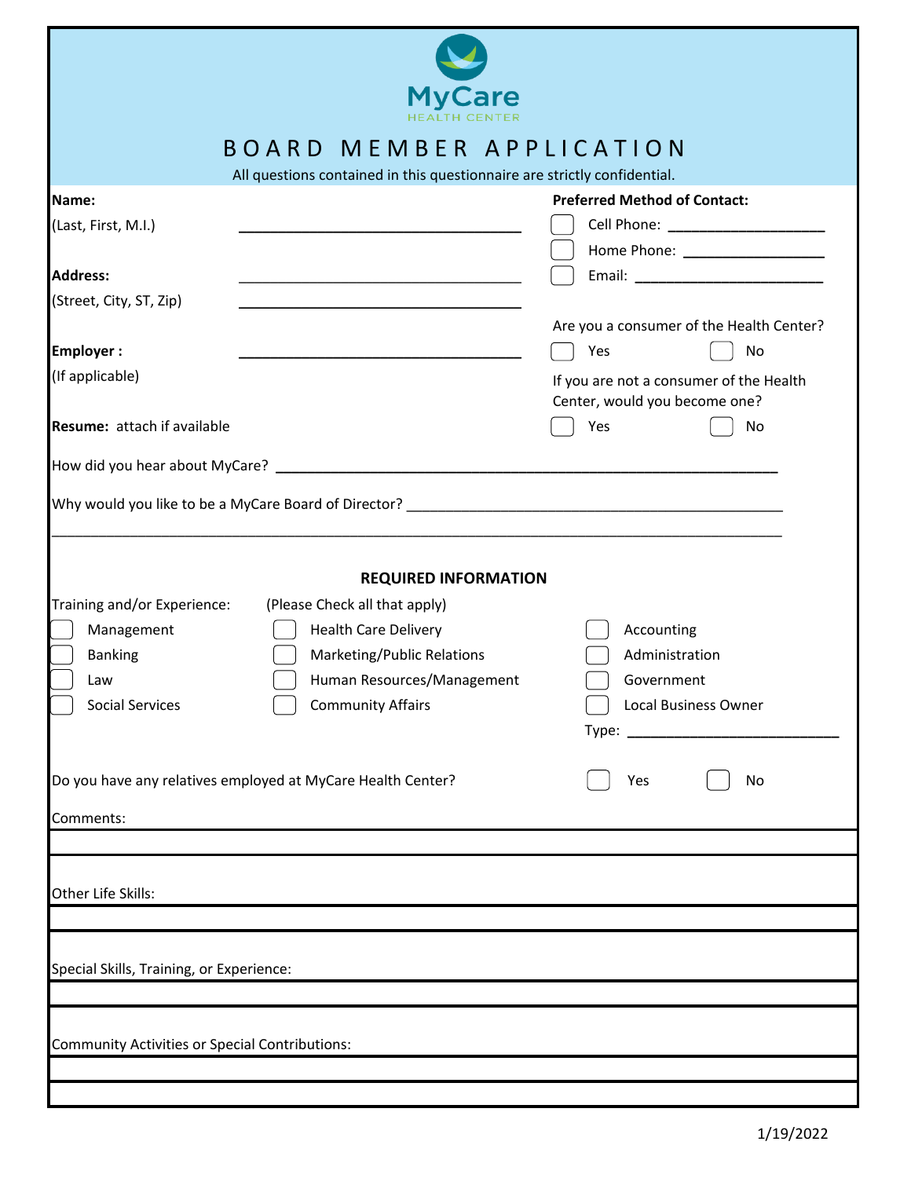MyCare
HEALTH CENTER

# BOARD MEMBER APPLICATION

All questions contained in this questionnaire are strictly confidential.

**Name:**
(Last, First, M.I.) ____________________

**Address:** ____________________
(Street, City, ST, Zip) ____________________

**Employer :** ____________________
(If applicable)

**Resume:** attach if available

**Preferred Method of Contact:**

- ☐ Cell Phone: ____________________
- ☐ Home Phone: ____________________
- ☐ Email: ____________________

Are you a consumer of the Health Center?

☐ Yes ☐ No

If you are not a consumer of the Health Center, would you become one?

☐ Yes ☐ No

How did you hear about MyCare? ____________________

Why would you like to be a MyCare Board of Director? ____________________

____________________

## REQUIRED INFORMATION

Training and/or Experience: (Please Check all that apply)

| | | |
|---|---|---|
| ☐ Management | ☐ Health Care Delivery | ☐ Accounting |
| ☐ Banking | ☐ Marketing/Public Relations | ☐ Administration |
| ☐ Law | ☐ Human Resources/Management | ☐ Government |
| ☐ Social Services | ☐ Community Affairs | ☐ Local Business Owner |
| | | Type: ____________________ |

Do you have any relatives employed at MyCare Health Center? ☐ Yes ☐ No

Comments:

____________________

Other Life Skills:

____________________

Special Skills, Training, or Experience:

____________________

Community Activities or Special Contributions:

____________________

____________________

1/19/2022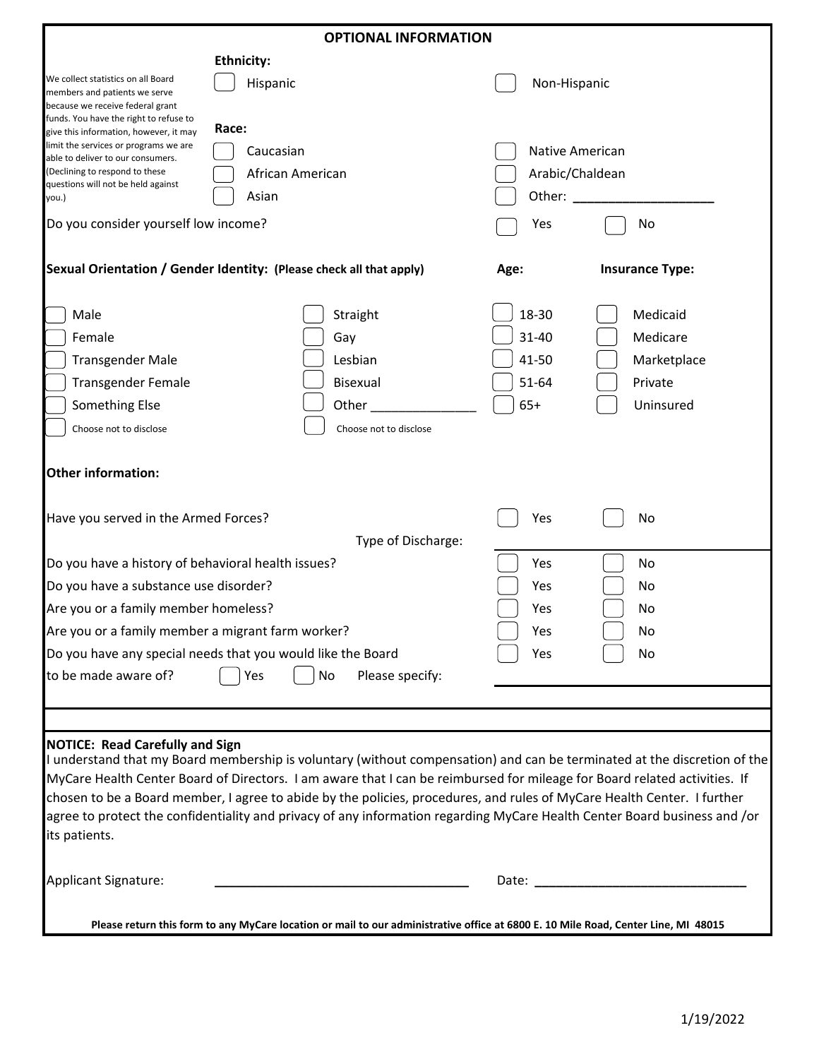## OPTIONAL INFORMATION

We collect statistics on all Board members and patients we serve because we receive federal grant funds. You have the right to refuse to give this information, however, it may limit the services or programs we are able to deliver to our consumers. (Declining to respond to these questions will not be held against you.)

**Ethnicity:**

- ☐ Hispanic
- ☐ Non-Hispanic

**Race:**

- ☐ Caucasian
- ☐ African American
- ☐ Asian
- ☐ Native American
- ☐ Arabic/Chaldean
- ☐ Other: ____________________

Do you consider yourself low income? ☐ Yes ☐ No

| **Sexual Orientation / Gender Identity: (Please check all that apply)** | | **Age:** | **Insurance Type:** |
|---|---|---|---|
| ☐ Male | ☐ Straight | ☐ 18-30 | ☐ Medicaid |
| ☐ Female | ☐ Gay | ☐ 31-40 | ☐ Medicare |
| ☐ Transgender Male | ☐ Lesbian | ☐ 41-50 | ☐ Marketplace |
| ☐ Transgender Female | ☐ Bisexual | ☐ 51-64 | ☐ Private |
| ☐ Something Else | ☐ Other _______________ | ☐ 65+ | ☐ Uninsured |
| ☐ Choose not to disclose | ☐ Choose not to disclose | | |

**Other information:**

Have you served in the Armed Forces? ☐ Yes ☐ No

Type of Discharge: ____________________

Do you have a history of behavioral health issues? ☐ Yes ☐ No

Do you have a substance use disorder? ☐ Yes ☐ No

Are you or a family member homeless? ☐ Yes ☐ No

Are you or a family member a migrant farm worker? ☐ Yes ☐ No

Do you have any special needs that you would like the Board to be made aware of? ☐ Yes ☐ No ☐ Yes ☐ No Please specify: ____________________

**NOTICE: Read Carefully and Sign**
I understand that my Board membership is voluntary (without compensation) and can be terminated at the discretion of the MyCare Health Center Board of Directors. I am aware that I can be reimbursed for mileage for Board related activities. If chosen to be a Board member, I agree to abide by the policies, procedures, and rules of MyCare Health Center. I further agree to protect the confidentiality and privacy of any information regarding MyCare Health Center Board business and /or its patients.

Applicant Signature: ___________________________________ Date: ______________________________

**Please return this form to any MyCare location or mail to our administrative office at 6800 E. 10 Mile Road, Center Line, MI 48015**

1/19/2022